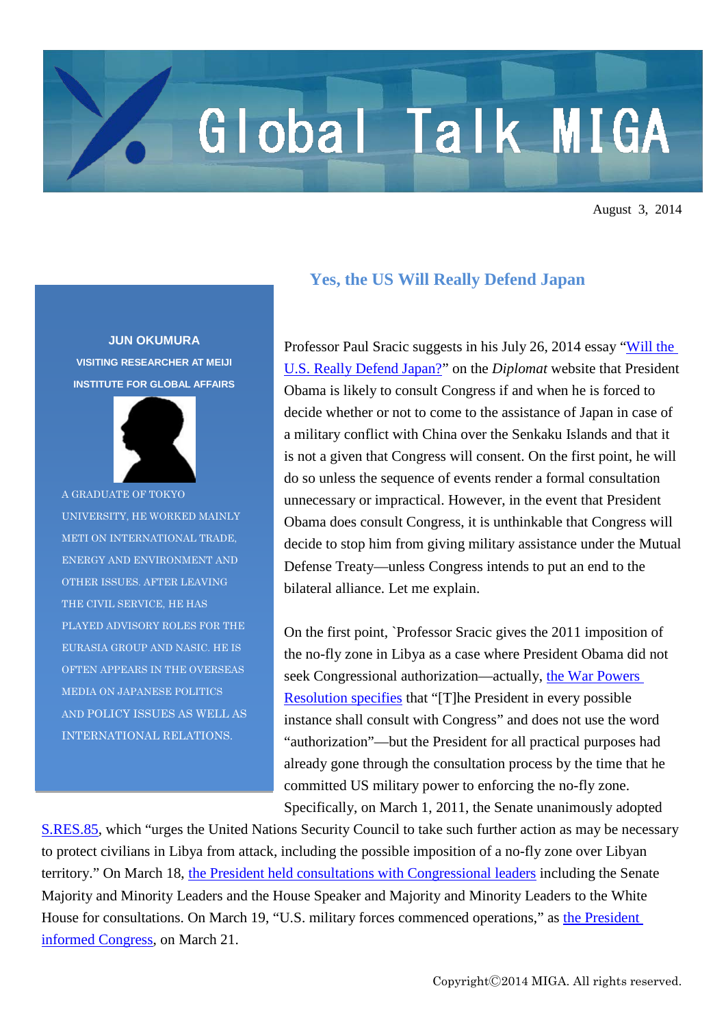Global Talk MIGA

August 3, 2014

# Yes, the US Will Really Defend Japan

**JUN OKUMURA**

**VISITING RESEARCHER AT MEIJI INSTITUTE FOR GLOBAL AFFAIRS**

A GRADUATE OF TOKYO UNIVERSITY, HE WORKED MAINLY METI ON INTERNATIONAL TRADE, ENERGY AND ENVIRONMENT AND OTHER ISSUES. AFTER LEAVING THE CIVIL SERVICE, HE HAS PLAYED ADVISORY ROLES FOR THE EURASIA GROUP AND NASIC. HE IS OFTEN APPEARS IN THE OVERSEAS MEDIA ON JAPANESE POLITICS AND POLICY ISSUES AS WELL AS INTERNATIONAL RELATIONS.

Professor Paul Sracic suggests in his July 26, 2014 essay "Will the U.S. Really Defend Japan?" on the *Diplomat* website that President Obama is likely to consult Congress if and when he is forced to decide whether or not to come to the assistance of Japan in case of a military conflict with China over the Senkaku Islands and that it is not a given that Congress will consent. On the first point, he will do so unless the sequence of events render a formal consultation unnecessary or impractical. However, in the event that President Obama does consult Congress, it is unthinkable that Congress will decide to stop him from giving military assistance under the Mutual Defense Treaty—unless Congress intends to put an end to the bilateral alliance. Let me explain.

On the first point, `Professor Sracic gives the 2011 imposition of the no-fly zone in Libya as a case where President Obama did not seek Congressional authorization—actually, the War Powers Resolution specifies that "[T]he President in every possible instance shall consult with Congress" and does not use the word "authorization"—but the President for all practical purposes had already gone through the consultation process by the time that he committed US military power to enforcing the no-fly zone. Specifically, on March 1, 2011, the Senate unanimously adopted S.RES.85, which "urges the United Nations Security Council to take such further action as may be necessary to protect civilians in Libya from attack, including the possible imposition of a no-fly zone over Libyan territory." On March 18, the President held consultations with Congressional leaders including the Senate Majority and Minority Leaders and the House Speaker and Majority and Minority Leaders to the White House for consultations. On March 19, "U.S. military forces commenced operations," as the President informed Congress, on March 21.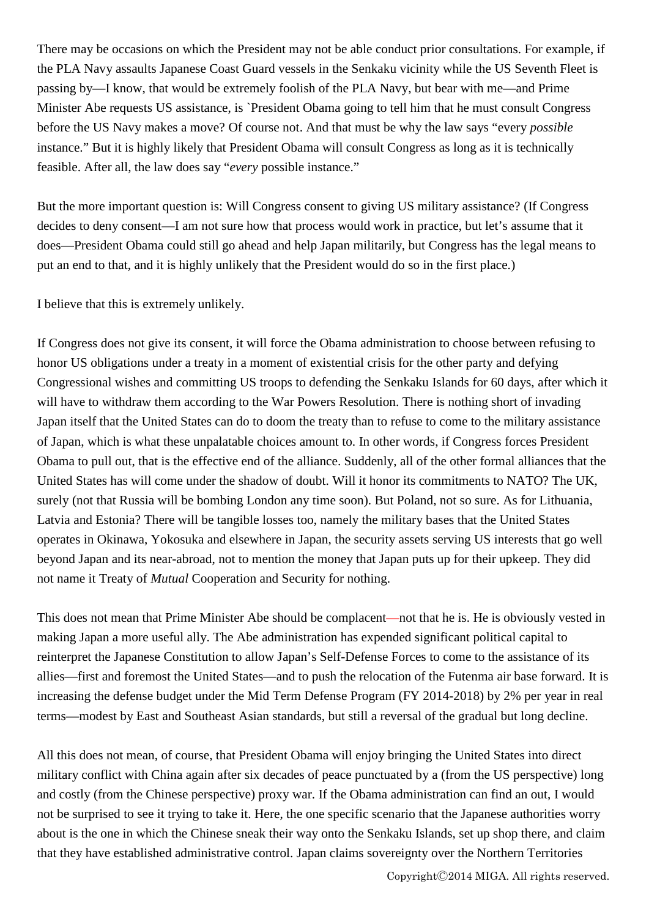There may be occasions on which the President may not be able conduct prior consultations. For example, if the PLA Navy assaults Japanese Coast Guard vessels in the Senkaku vicinity while the US Seventh Fleet is passing by—I know, that would be extremely foolish of the PLA Navy, but bear with me—and Prime Minister Abe requests US assistance, is `President Obama going to tell him that he must consult Congress before the US Navy makes a move? Of course not. And that must be why the law says "every *possible* instance." But it is highly likely that President Obama will consult Congress as long as it is technically feasible. After all, the law does say "*every* possible instance."

But the more important question is: Will Congress consent to giving US military assistance? (If Congress decides to deny consent—I am not sure how that process would work in practice, but let's assume that it does—President Obama could still go ahead and help Japan militarily, but Congress has the legal means to put an end to that, and it is highly unlikely that the President would do so in the first place.)

I believe that this is extremely unlikely.

If Congress does not give its consent, it will force the Obama administration to choose between refusing to honor US obligations under a treaty in a moment of existential crisis for the other party and defying Congressional wishes and committing US troops to defending the Senkaku Islands for 60 days, after which it will have to withdraw them according to the War Powers Resolution. There is nothing short of invading Japan itself that the United States can do to doom the treaty than to refuse to come to the military assistance of Japan, which is what these unpalatable choices amount to. In other words, if Congress forces President Obama to pull out, that is the effective end of the alliance. Suddenly, all of the other formal alliances that the United States has will come under the shadow of doubt. Will it honor its commitments to NATO? The UK, surely (not that Russia will be bombing London any time soon). But Poland, not so sure. As for Lithuania, Latvia and Estonia? There will be tangible losses too, namely the military bases that the United States operates in Okinawa, Yokosuka and elsewhere in Japan, the security assets serving US interests that go well beyond Japan and its near-abroad, not to mention the money that Japan puts up for their upkeep. They did not name it Treaty of *Mutual* Cooperation and Security for nothing.

This does not mean that Prime Minister Abe should be complacent—not that he is. He is obviously vested in making Japan a more useful ally. The Abe administration has expended significant political capital to reinterpret the Japanese Constitution to allow Japan's Self-Defense Forces to come to the assistance of its allies—first and foremost the United States—and to push the relocation of the Futenma air base forward. It is increasing the defense budget under the Mid Term Defense Program (FY 2014-2018) by 2% per year in real terms—modest by East and Southeast Asian standards, but still a reversal of the gradual but long decline.

All this does not mean, of course, that President Obama will enjoy bringing the United States into direct military conflict with China again after six decades of peace punctuated by a (from the US perspective) long and costly (from the Chinese perspective) proxy war. If the Obama administration can find an out, I would not be surprised to see it trying to take it. Here, the one specific scenario that the Japanese authorities worry about is the one in which the Chinese sneak their way onto the Senkaku Islands, set up shop there, and claim that they have established administrative control. Japan claims sovereignty over the Northern Territories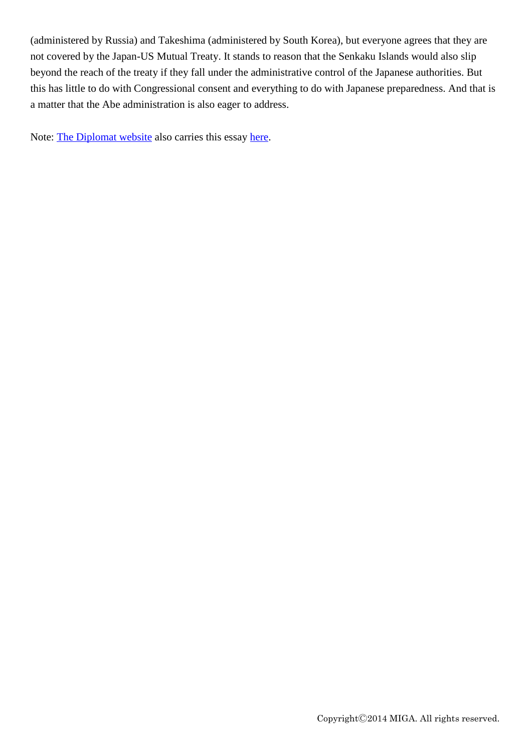(administered by Russia) and Takeshima (administered by South Korea), but everyone agrees that they are not covered by the Japan-US Mutual Treaty. It stands to reason that the Senkaku Islands would also slip beyond the reach of the treaty if they fall under the administrative control of the Japanese authorities. But this has little to do with Congressional consent and everything to do with Japanese preparedness. And that is a matter that the Abe administration is also eager to address.

Note: The Diplomat website also carries this essay here.

Copyright©2014 MIGA. All rights reserved.